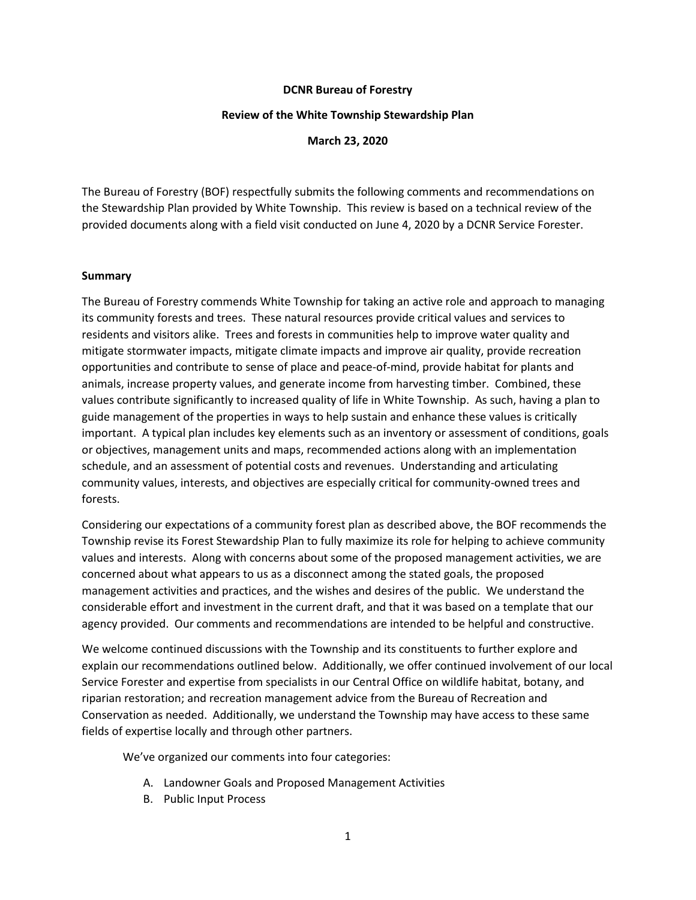**DCNR Bureau of Forestry**

**Review of the White Township Stewardship Plan**

**March 23, 2020**

The Bureau of Forestry (BOF) respectfully submits the following comments and recommendations on the Stewardship Plan provided by White Township. This review is based on a technical review of the provided documents along with a field visit conducted on June 4, 2020 by a DCNR Service Forester.

## Summary

The Bureau of Forestry commends White Township for taking an active role and approach to managing its community forests and trees. These natural resources provide critical values and services to residents and visitors alike. Trees and forests in communities help to improve water quality and mitigate stormwater impacts, mitigate climate impacts and improve air quality, provide recreation opportunities and contribute to sense of place and peace-of-mind, provide habitat for plants and animals, increase property values, and generate income from harvesting timber. Combined, these values contribute significantly to increased quality of life in White Township. As such, having a plan to guide management of the properties in ways to help sustain and enhance these values is critically important. A typical plan includes key elements such as an inventory or assessment of conditions, goals or objectives, management units and maps, recommended actions along with an implementation schedule, and an assessment of potential costs and revenues. Understanding and articulating community values, interests, and objectives are especially critical for community-owned trees and forests.

Considering our expectations of a community forest plan as described above, the BOF recommends the Township revise its Forest Stewardship Plan to fully maximize its role for helping to achieve community values and interests. Along with concerns about some of the proposed management activities, we are concerned about what appears to us as a disconnect among the stated goals, the proposed management activities and practices, and the wishes and desires of the public. We understand the considerable effort and investment in the current draft, and that it was based on a template that our agency provided. Our comments and recommendations are intended to be helpful and constructive.

We welcome continued discussions with the Township and its constituents to further explore and explain our recommendations outlined below. Additionally, we offer continued involvement of our local Service Forester and expertise from specialists in our Central Office on wildlife habitat, botany, and riparian restoration; and recreation management advice from the Bureau of Recreation and Conservation as needed. Additionally, we understand the Township may have access to these same fields of expertise locally and through other partners.

We've organized our comments into four categories:

A. Landowner Goals and Proposed Management Activities
B. Public Input Process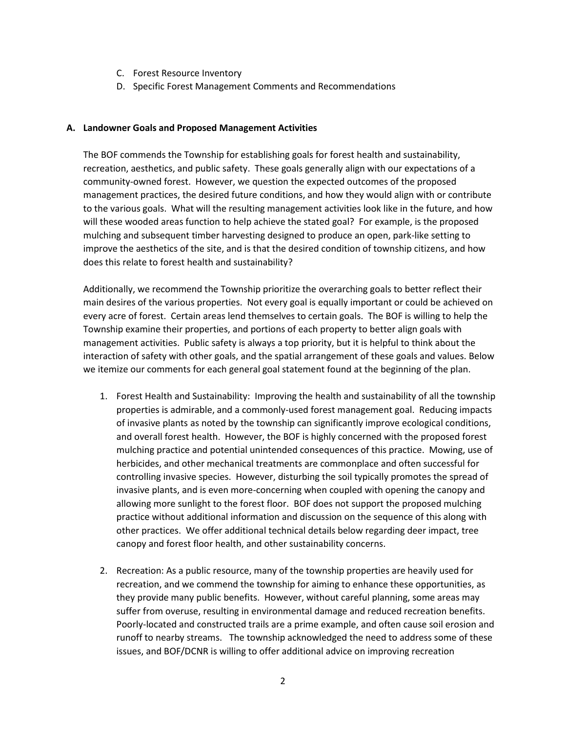C. Forest Resource Inventory
D. Specific Forest Management Comments and Recommendations

### A. Landowner Goals and Proposed Management Activities

The BOF commends the Township for establishing goals for forest health and sustainability, recreation, aesthetics, and public safety. These goals generally align with our expectations of a community-owned forest. However, we question the expected outcomes of the proposed management practices, the desired future conditions, and how they would align with or contribute to the various goals. What will the resulting management activities look like in the future, and how will these wooded areas function to help achieve the stated goal? For example, is the proposed mulching and subsequent timber harvesting designed to produce an open, park-like setting to improve the aesthetics of the site, and is that the desired condition of township citizens, and how does this relate to forest health and sustainability?

Additionally, we recommend the Township prioritize the overarching goals to better reflect their main desires of the various properties. Not every goal is equally important or could be achieved on every acre of forest. Certain areas lend themselves to certain goals. The BOF is willing to help the Township examine their properties, and portions of each property to better align goals with management activities. Public safety is always a top priority, but it is helpful to think about the interaction of safety with other goals, and the spatial arrangement of these goals and values. Below we itemize our comments for each general goal statement found at the beginning of the plan.

1. Forest Health and Sustainability: Improving the health and sustainability of all the township properties is admirable, and a commonly-used forest management goal. Reducing impacts of invasive plants as noted by the township can significantly improve ecological conditions, and overall forest health. However, the BOF is highly concerned with the proposed forest mulching practice and potential unintended consequences of this practice. Mowing, use of herbicides, and other mechanical treatments are commonplace and often successful for controlling invasive species. However, disturbing the soil typically promotes the spread of invasive plants, and is even more-concerning when coupled with opening the canopy and allowing more sunlight to the forest floor. BOF does not support the proposed mulching practice without additional information and discussion on the sequence of this along with other practices. We offer additional technical details below regarding deer impact, tree canopy and forest floor health, and other sustainability concerns.

2. Recreation: As a public resource, many of the township properties are heavily used for recreation, and we commend the township for aiming to enhance these opportunities, as they provide many public benefits. However, without careful planning, some areas may suffer from overuse, resulting in environmental damage and reduced recreation benefits. Poorly-located and constructed trails are a prime example, and often cause soil erosion and runoff to nearby streams. The township acknowledged the need to address some of these issues, and BOF/DCNR is willing to offer additional advice on improving recreation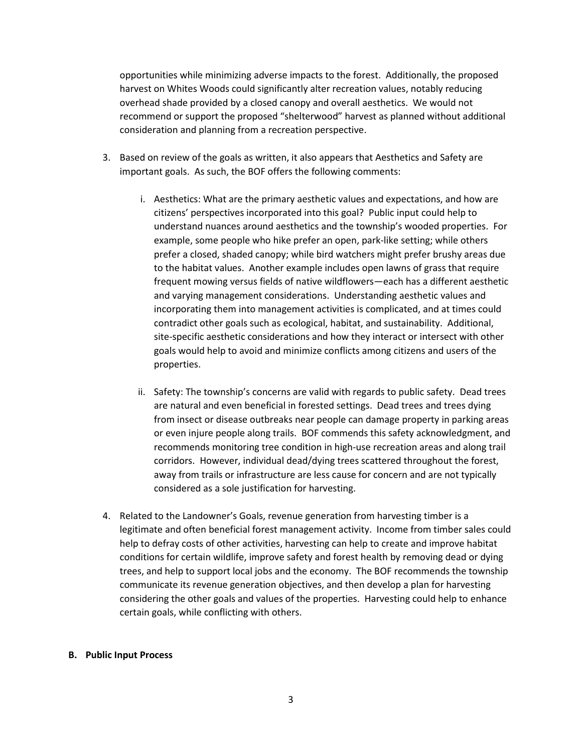opportunities while minimizing adverse impacts to the forest. Additionally, the proposed harvest on Whites Woods could significantly alter recreation values, notably reducing overhead shade provided by a closed canopy and overall aesthetics. We would not recommend or support the proposed "shelterwood" harvest as planned without additional consideration and planning from a recreation perspective.

3. Based on review of the goals as written, it also appears that Aesthetics and Safety are important goals. As such, the BOF offers the following comments:

   i. Aesthetics: What are the primary aesthetic values and expectations, and how are citizens' perspectives incorporated into this goal? Public input could help to understand nuances around aesthetics and the township's wooded properties. For example, some people who hike prefer an open, park-like setting; while others prefer a closed, shaded canopy; while bird watchers might prefer brushy areas due to the habitat values. Another example includes open lawns of grass that require frequent mowing versus fields of native wildflowers—each has a different aesthetic and varying management considerations. Understanding aesthetic values and incorporating them into management activities is complicated, and at times could contradict other goals such as ecological, habitat, and sustainability. Additional, site-specific aesthetic considerations and how they interact or intersect with other goals would help to avoid and minimize conflicts among citizens and users of the properties.

   ii. Safety: The township's concerns are valid with regards to public safety. Dead trees are natural and even beneficial in forested settings. Dead trees and trees dying from insect or disease outbreaks near people can damage property in parking areas or even injure people along trails. BOF commends this safety acknowledgment, and recommends monitoring tree condition in high-use recreation areas and along trail corridors. However, individual dead/dying trees scattered throughout the forest, away from trails or infrastructure are less cause for concern and are not typically considered as a sole justification for harvesting.

4. Related to the Landowner's Goals, revenue generation from harvesting timber is a legitimate and often beneficial forest management activity. Income from timber sales could help to defray costs of other activities, harvesting can help to create and improve habitat conditions for certain wildlife, improve safety and forest health by removing dead or dying trees, and help to support local jobs and the economy. The BOF recommends the township communicate its revenue generation objectives, and then develop a plan for harvesting considering the other goals and values of the properties. Harvesting could help to enhance certain goals, while conflicting with others.

**B. Public Input Process**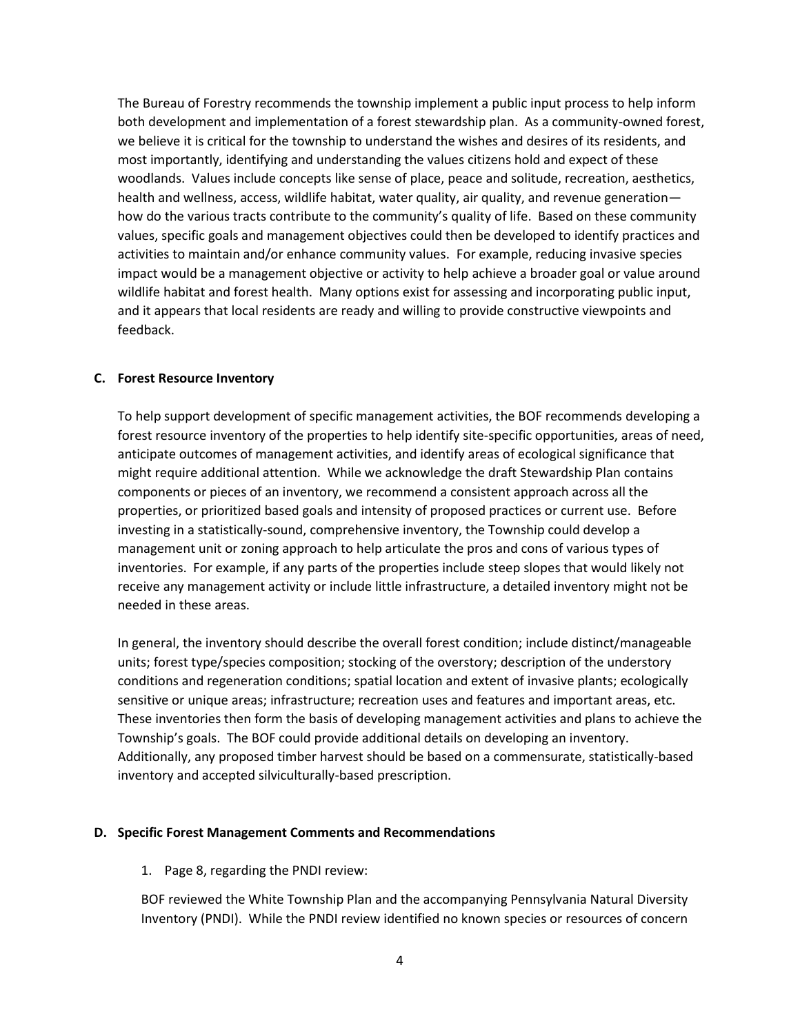The Bureau of Forestry recommends the township implement a public input process to help inform both development and implementation of a forest stewardship plan. As a community-owned forest, we believe it is critical for the township to understand the wishes and desires of its residents, and most importantly, identifying and understanding the values citizens hold and expect of these woodlands. Values include concepts like sense of place, peace and solitude, recreation, aesthetics, health and wellness, access, wildlife habitat, water quality, air quality, and revenue generation—how do the various tracts contribute to the community's quality of life. Based on these community values, specific goals and management objectives could then be developed to identify practices and activities to maintain and/or enhance community values. For example, reducing invasive species impact would be a management objective or activity to help achieve a broader goal or value around wildlife habitat and forest health. Many options exist for assessing and incorporating public input, and it appears that local residents are ready and willing to provide constructive viewpoints and feedback.

**C. Forest Resource Inventory**

To help support development of specific management activities, the BOF recommends developing a forest resource inventory of the properties to help identify site-specific opportunities, areas of need, anticipate outcomes of management activities, and identify areas of ecological significance that might require additional attention. While we acknowledge the draft Stewardship Plan contains components or pieces of an inventory, we recommend a consistent approach across all the properties, or prioritized based goals and intensity of proposed practices or current use. Before investing in a statistically-sound, comprehensive inventory, the Township could develop a management unit or zoning approach to help articulate the pros and cons of various types of inventories. For example, if any parts of the properties include steep slopes that would likely not receive any management activity or include little infrastructure, a detailed inventory might not be needed in these areas.

In general, the inventory should describe the overall forest condition; include distinct/manageable units; forest type/species composition; stocking of the overstory; description of the understory conditions and regeneration conditions; spatial location and extent of invasive plants; ecologically sensitive or unique areas; infrastructure; recreation uses and features and important areas, etc. These inventories then form the basis of developing management activities and plans to achieve the Township's goals. The BOF could provide additional details on developing an inventory. Additionally, any proposed timber harvest should be based on a commensurate, statistically-based inventory and accepted silviculturally-based prescription.

**D. Specific Forest Management Comments and Recommendations**

1. Page 8, regarding the PNDI review:

BOF reviewed the White Township Plan and the accompanying Pennsylvania Natural Diversity Inventory (PNDI). While the PNDI review identified no known species or resources of concern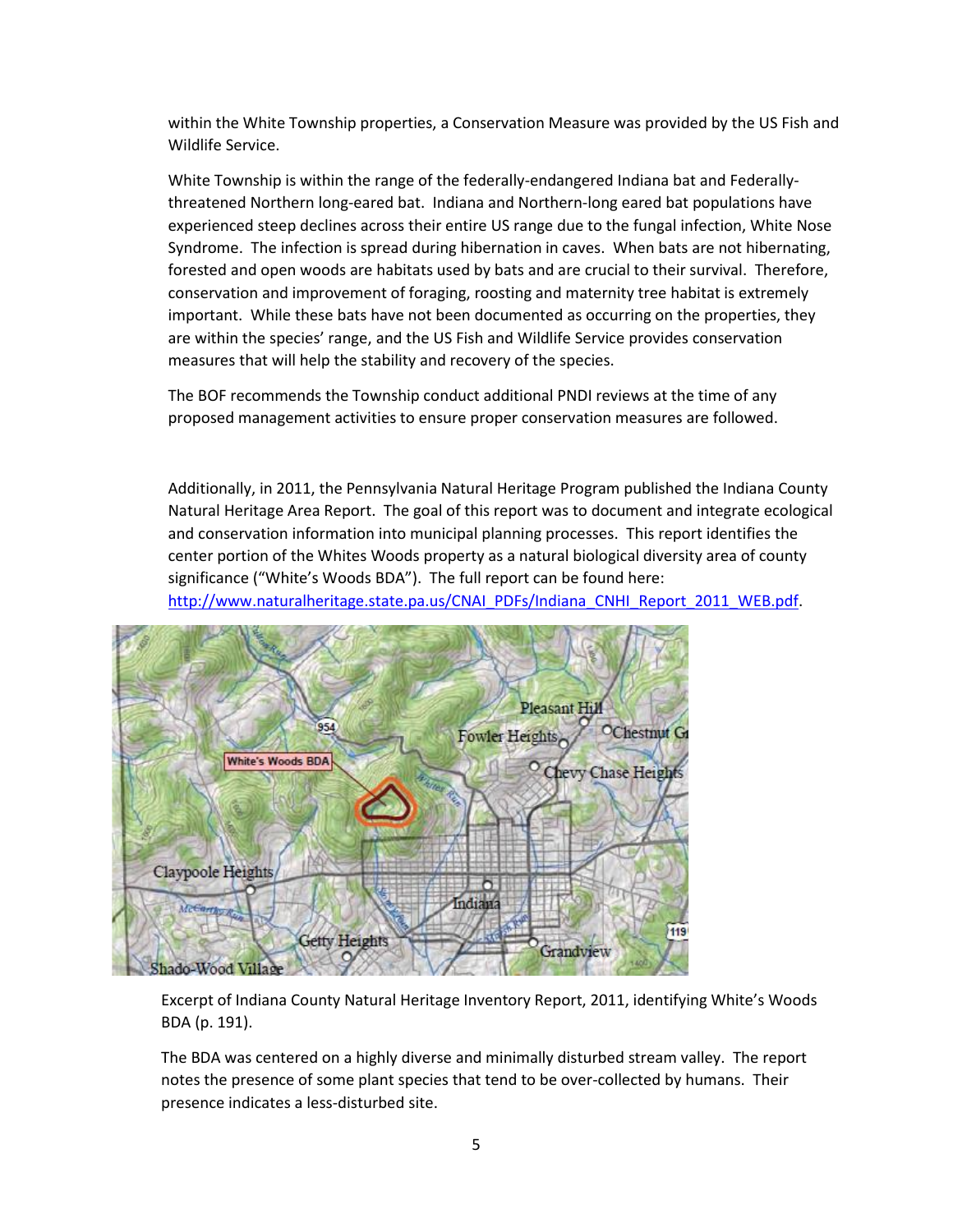within the White Township properties, a Conservation Measure was provided by the US Fish and Wildlife Service.

White Township is within the range of the federally-endangered Indiana bat and Federally-threatened Northern long-eared bat. Indiana and Northern-long eared bat populations have experienced steep declines across their entire US range due to the fungal infection, White Nose Syndrome. The infection is spread during hibernation in caves. When bats are not hibernating, forested and open woods are habitats used by bats and are crucial to their survival. Therefore, conservation and improvement of foraging, roosting and maternity tree habitat is extremely important. While these bats have not been documented as occurring on the properties, they are within the species' range, and the US Fish and Wildlife Service provides conservation measures that will help the stability and recovery of the species.

The BOF recommends the Township conduct additional PNDI reviews at the time of any proposed management activities to ensure proper conservation measures are followed.

Additionally, in 2011, the Pennsylvania Natural Heritage Program published the Indiana County Natural Heritage Area Report. The goal of this report was to document and integrate ecological and conservation information into municipal planning processes. This report identifies the center portion of the Whites Woods property as a natural biological diversity area of county significance ("White's Woods BDA"). The full report can be found here: [http://www.naturalheritage.state.pa.us/CNAI_PDFs/Indiana_CNHI_Report_2011_WEB.pdf](http://www.naturalheritage.state.pa.us/CNAI_PDFs/Indiana_CNHI_Report_2011_WEB.pdf).

Excerpt of Indiana County Natural Heritage Inventory Report, 2011, identifying White's Woods BDA (p. 191).

The BDA was centered on a highly diverse and minimally disturbed stream valley. The report notes the presence of some plant species that tend to be over-collected by humans. Their presence indicates a less-disturbed site.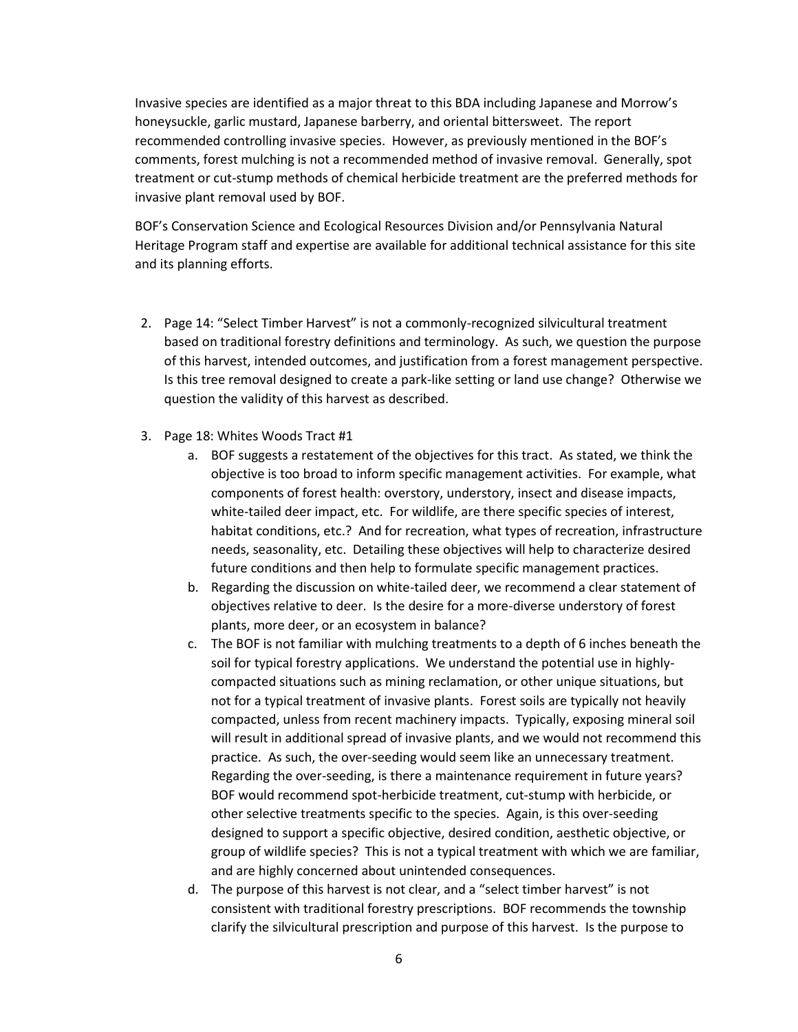Invasive species are identified as a major threat to this BDA including Japanese and Morrow's honeysuckle, garlic mustard, Japanese barberry, and oriental bittersweet. The report recommended controlling invasive species. However, as previously mentioned in the BOF's comments, forest mulching is not a recommended method of invasive removal. Generally, spot treatment or cut-stump methods of chemical herbicide treatment are the preferred methods for invasive plant removal used by BOF.

BOF's Conservation Science and Ecological Resources Division and/or Pennsylvania Natural Heritage Program staff and expertise are available for additional technical assistance for this site and its planning efforts.

2. Page 14: "Select Timber Harvest" is not a commonly-recognized silvicultural treatment based on traditional forestry definitions and terminology. As such, we question the purpose of this harvest, intended outcomes, and justification from a forest management perspective. Is this tree removal designed to create a park-like setting or land use change? Otherwise we question the validity of this harvest as described.

3. Page 18: Whites Woods Tract #1
   a. BOF suggests a restatement of the objectives for this tract. As stated, we think the objective is too broad to inform specific management activities. For example, what components of forest health: overstory, understory, insect and disease impacts, white-tailed deer impact, etc. For wildlife, are there specific species of interest, habitat conditions, etc.? And for recreation, what types of recreation, infrastructure needs, seasonality, etc. Detailing these objectives will help to characterize desired future conditions and then help to formulate specific management practices.
   b. Regarding the discussion on white-tailed deer, we recommend a clear statement of objectives relative to deer. Is the desire for a more-diverse understory of forest plants, more deer, or an ecosystem in balance?
   c. The BOF is not familiar with mulching treatments to a depth of 6 inches beneath the soil for typical forestry applications. We understand the potential use in highly-compacted situations such as mining reclamation, or other unique situations, but not for a typical treatment of invasive plants. Forest soils are typically not heavily compacted, unless from recent machinery impacts. Typically, exposing mineral soil will result in additional spread of invasive plants, and we would not recommend this practice. As such, the over-seeding would seem like an unnecessary treatment. Regarding the over-seeding, is there a maintenance requirement in future years? BOF would recommend spot-herbicide treatment, cut-stump with herbicide, or other selective treatments specific to the species. Again, is this over-seeding designed to support a specific objective, desired condition, aesthetic objective, or group of wildlife species? This is not a typical treatment with which we are familiar, and are highly concerned about unintended consequences.
   d. The purpose of this harvest is not clear, and a "select timber harvest" is not consistent with traditional forestry prescriptions. BOF recommends the township clarify the silvicultural prescription and purpose of this harvest. Is the purpose to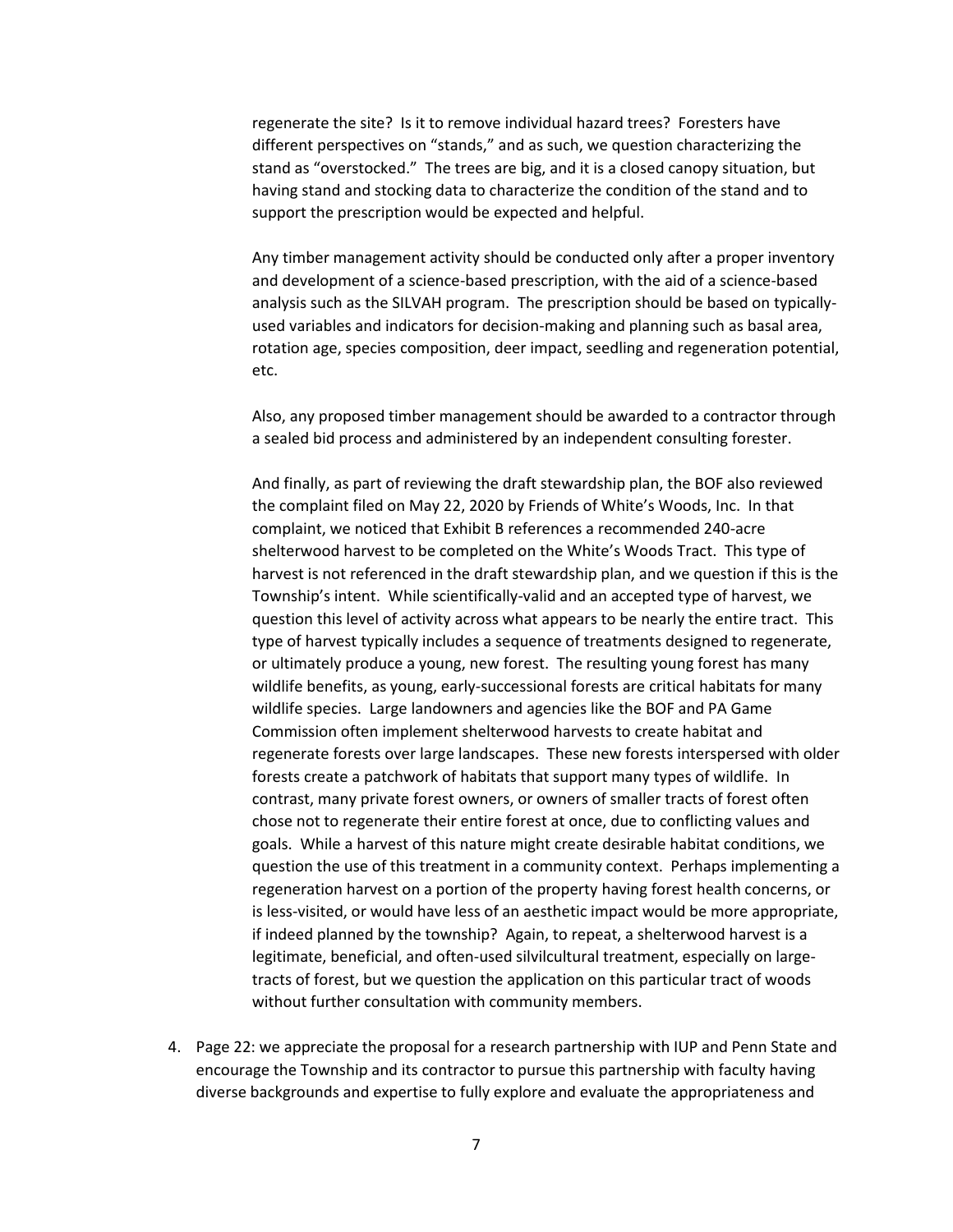regenerate the site? Is it to remove individual hazard trees? Foresters have different perspectives on "stands," and as such, we question characterizing the stand as "overstocked." The trees are big, and it is a closed canopy situation, but having stand and stocking data to characterize the condition of the stand and to support the prescription would be expected and helpful.

Any timber management activity should be conducted only after a proper inventory and development of a science-based prescription, with the aid of a science-based analysis such as the SILVAH program. The prescription should be based on typically-used variables and indicators for decision-making and planning such as basal area, rotation age, species composition, deer impact, seedling and regeneration potential, etc.

Also, any proposed timber management should be awarded to a contractor through a sealed bid process and administered by an independent consulting forester.

And finally, as part of reviewing the draft stewardship plan, the BOF also reviewed the complaint filed on May 22, 2020 by Friends of White's Woods, Inc. In that complaint, we noticed that Exhibit B references a recommended 240-acre shelterwood harvest to be completed on the White's Woods Tract. This type of harvest is not referenced in the draft stewardship plan, and we question if this is the Township's intent. While scientifically-valid and an accepted type of harvest, we question this level of activity across what appears to be nearly the entire tract. This type of harvest typically includes a sequence of treatments designed to regenerate, or ultimately produce a young, new forest. The resulting young forest has many wildlife benefits, as young, early-successional forests are critical habitats for many wildlife species. Large landowners and agencies like the BOF and PA Game Commission often implement shelterwood harvests to create habitat and regenerate forests over large landscapes. These new forests interspersed with older forests create a patchwork of habitats that support many types of wildlife. In contrast, many private forest owners, or owners of smaller tracts of forest often chose not to regenerate their entire forest at once, due to conflicting values and goals. While a harvest of this nature might create desirable habitat conditions, we question the use of this treatment in a community context. Perhaps implementing a regeneration harvest on a portion of the property having forest health concerns, or is less-visited, or would have less of an aesthetic impact would be more appropriate, if indeed planned by the township? Again, to repeat, a shelterwood harvest is a legitimate, beneficial, and often-used silvilcultural treatment, especially on large-tracts of forest, but we question the application on this particular tract of woods without further consultation with community members.

4. Page 22: we appreciate the proposal for a research partnership with IUP and Penn State and encourage the Township and its contractor to pursue this partnership with faculty having diverse backgrounds and expertise to fully explore and evaluate the appropriateness and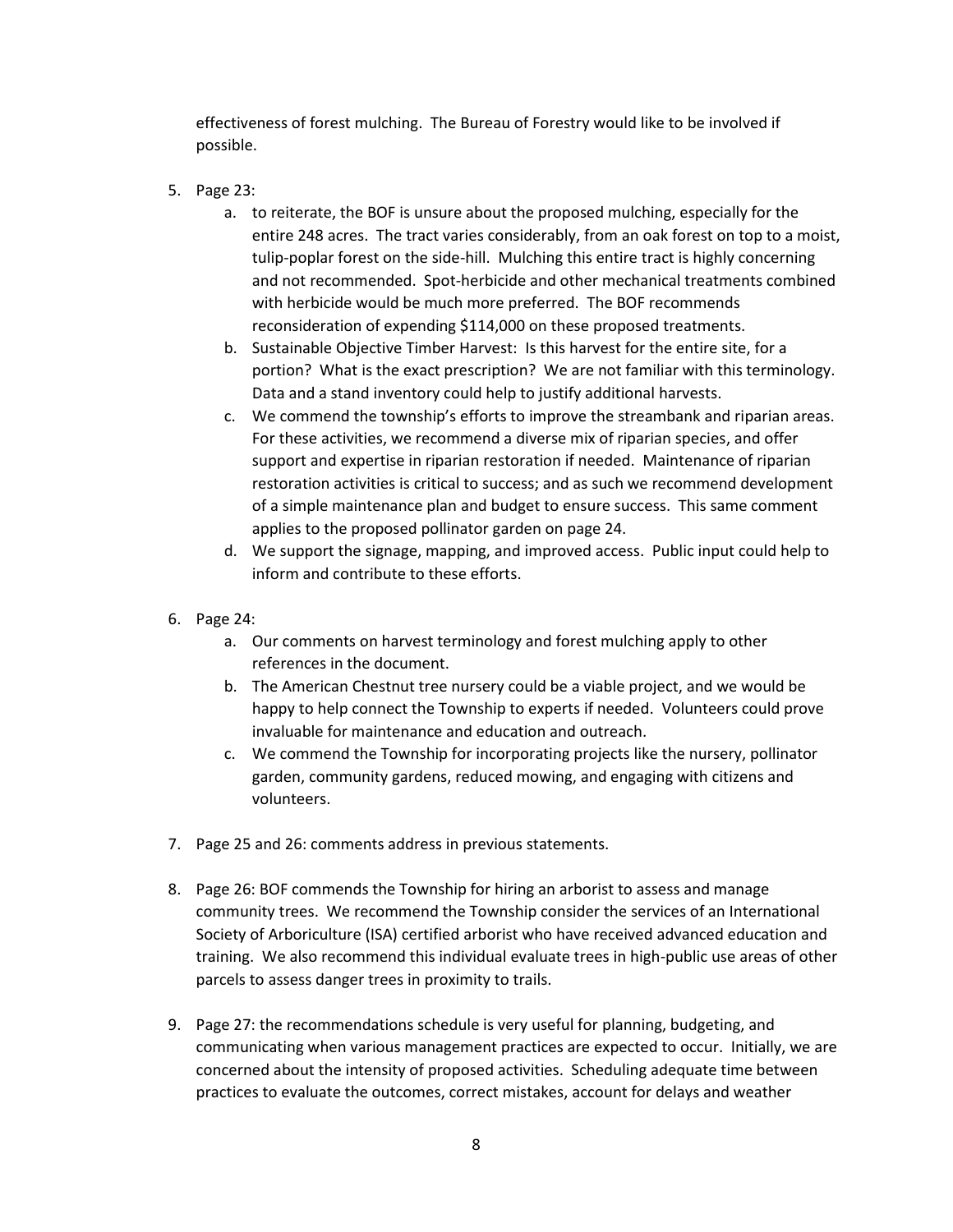effectiveness of forest mulching. The Bureau of Forestry would like to be involved if possible.

5. Page 23:
   a. to reiterate, the BOF is unsure about the proposed mulching, especially for the entire 248 acres. The tract varies considerably, from an oak forest on top to a moist, tulip-poplar forest on the side-hill. Mulching this entire tract is highly concerning and not recommended. Spot-herbicide and other mechanical treatments combined with herbicide would be much more preferred. The BOF recommends reconsideration of expending $114,000 on these proposed treatments.
   b. Sustainable Objective Timber Harvest: Is this harvest for the entire site, for a portion? What is the exact prescription? We are not familiar with this terminology. Data and a stand inventory could help to justify additional harvests.
   c. We commend the township's efforts to improve the streambank and riparian areas. For these activities, we recommend a diverse mix of riparian species, and offer support and expertise in riparian restoration if needed. Maintenance of riparian restoration activities is critical to success; and as such we recommend development of a simple maintenance plan and budget to ensure success. This same comment applies to the proposed pollinator garden on page 24.
   d. We support the signage, mapping, and improved access. Public input could help to inform and contribute to these efforts.

6. Page 24:
   a. Our comments on harvest terminology and forest mulching apply to other references in the document.
   b. The American Chestnut tree nursery could be a viable project, and we would be happy to help connect the Township to experts if needed. Volunteers could prove invaluable for maintenance and education and outreach.
   c. We commend the Township for incorporating projects like the nursery, pollinator garden, community gardens, reduced mowing, and engaging with citizens and volunteers.

7. Page 25 and 26: comments address in previous statements.

8. Page 26: BOF commends the Township for hiring an arborist to assess and manage community trees. We recommend the Township consider the services of an International Society of Arboriculture (ISA) certified arborist who have received advanced education and training. We also recommend this individual evaluate trees in high-public use areas of other parcels to assess danger trees in proximity to trails.

9. Page 27: the recommendations schedule is very useful for planning, budgeting, and communicating when various management practices are expected to occur. Initially, we are concerned about the intensity of proposed activities. Scheduling adequate time between practices to evaluate the outcomes, correct mistakes, account for delays and weather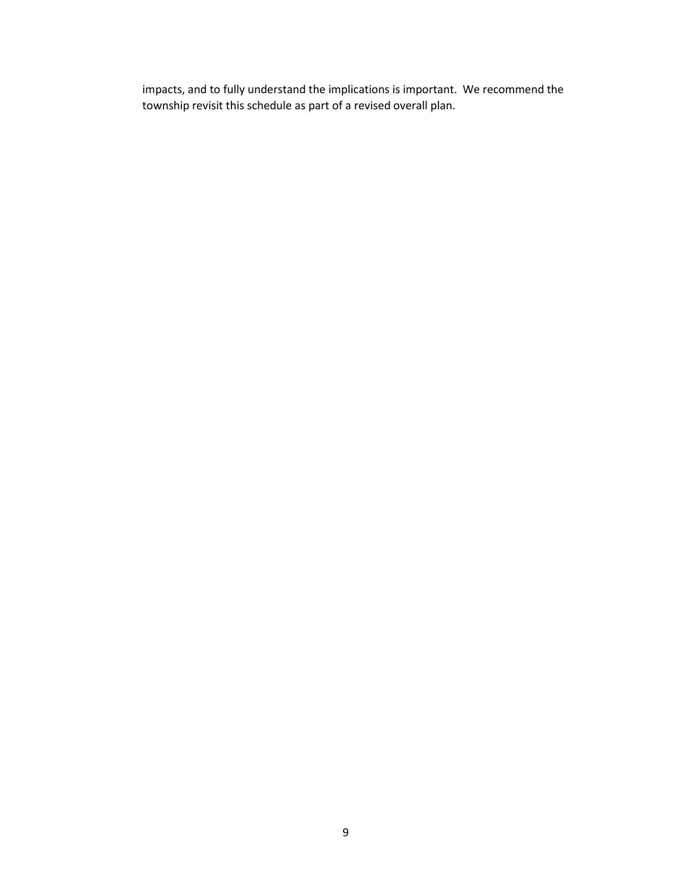impacts, and to fully understand the implications is important. We recommend the township revisit this schedule as part of a revised overall plan.